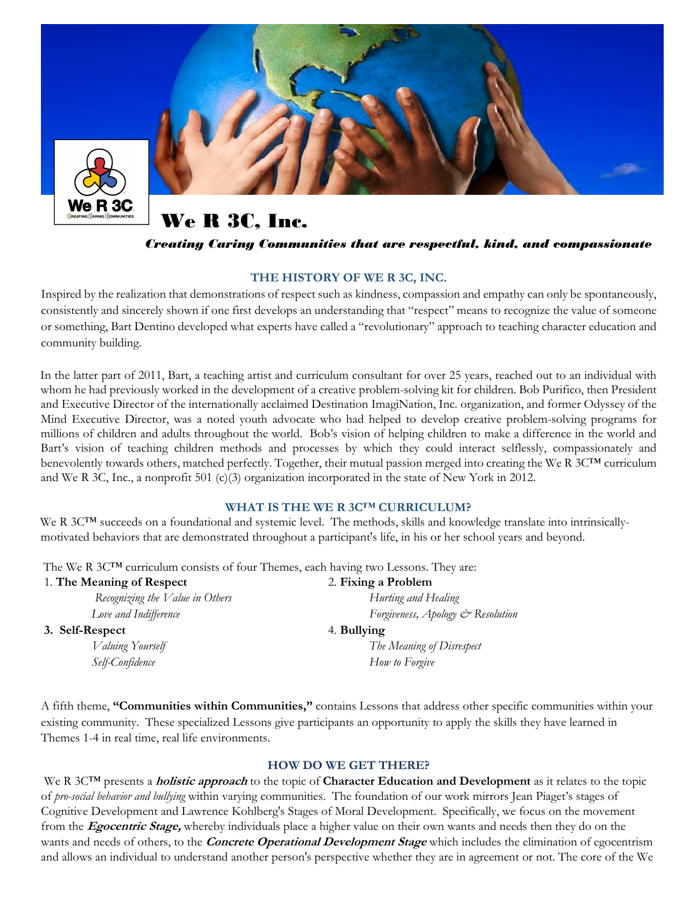# We R 3C, Inc.

***Creating Caring Communities that are respectful, kind, and compassionate***

## THE HISTORY OF WE R 3C, INC.

Inspired by the realization that demonstrations of respect such as kindness, compassion and empathy can only be spontaneously, consistently and sincerely shown if one first develops an understanding that "respect" means to recognize the value of someone or something, Bart Dentino developed what experts have called a "revolutionary" approach to teaching character education and community building.

In the latter part of 2011, Bart, a teaching artist and curriculum consultant for over 25 years, reached out to an individual with whom he had previously worked in the development of a creative problem-solving kit for children. Bob Purifico, then President and Executive Director of the internationally acclaimed Destination ImagiNation, Inc. organization, and former Odyssey of the Mind Executive Director, was a noted youth advocate who had helped to develop creative problem-solving programs for millions of children and adults throughout the world. Bob's vision of helping children to make a difference in the world and Bart's vision of teaching children methods and processes by which they could interact selflessly, compassionately and benevolently towards others, matched perfectly. Together, their mutual passion merged into creating the We R 3C™ curriculum and We R 3C, Inc., a nonprofit 501 (c)(3) organization incorporated in the state of New York in 2012.

## WHAT IS THE WE R 3C™ CURRICULUM?

We R 3C™ succeeds on a foundational and systemic level. The methods, skills and knowledge translate into intrinsically-motivated behaviors that are demonstrated throughout a participant's life, in his or her school years and beyond.

The We R 3C™ curriculum consists of four Themes, each having two Lessons. They are:

1. **The Meaning of Respect**
   - *Recognizing the Value in Others*
   - *Love and Indifference*
2. **Fixing a Problem**
   - *Hurting and Healing*
   - *Forgiveness, Apology & Resolution*
3. **Self-Respect**
   - *Valuing Yourself*
   - *Self-Confidence*
4. **Bullying**
   - *The Meaning of Disrespect*
   - *How to Forgive*

A fifth theme, **"Communities within Communities,"** contains Lessons that address other specific communities within your existing community. These specialized Lessons give participants an opportunity to apply the skills they have learned in Themes 1-4 in real time, real life environments.

## HOW DO WE GET THERE?

We R 3C™ presents a ***holistic approach*** to the topic of **Character Education and Development** as it relates to the topic of *pro-social behavior and bullying* within varying communities. The foundation of our work mirrors Jean Piaget's stages of Cognitive Development and Lawrence Kohlberg's Stages of Moral Development. Specifically, we focus on the movement from the ***Egocentric Stage,*** whereby individuals place a higher value on their own wants and needs then they do on the wants and needs of others, to the ***Concrete Operational Development Stage*** which includes the elimination of egocentrism and allows an individual to understand another person's perspective whether they are in agreement or not. The core of the We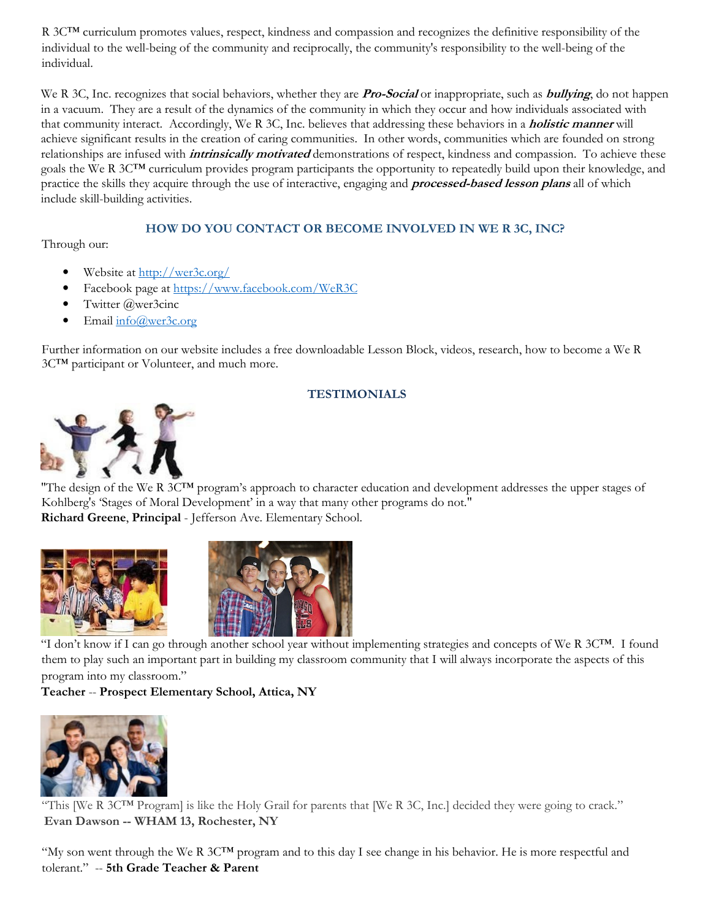R 3C™ curriculum promotes values, respect, kindness and compassion and recognizes the definitive responsibility of the individual to the well-being of the community and reciprocally, the community's responsibility to the well-being of the individual.

We R 3C, Inc. recognizes that social behaviors, whether they are ***Pro-Social*** or inappropriate, such as ***bullying***, do not happen in a vacuum. They are a result of the dynamics of the community in which they occur and how individuals associated with that community interact. Accordingly, We R 3C, Inc. believes that addressing these behaviors in a ***holistic manner*** will achieve significant results in the creation of caring communities. In other words, communities which are founded on strong relationships are infused with ***intrinsically motivated*** demonstrations of respect, kindness and compassion. To achieve these goals the We R 3C™ curriculum provides program participants the opportunity to repeatedly build upon their knowledge, and practice the skills they acquire through the use of interactive, engaging and ***processed-based lesson plans*** all of which include skill-building activities.

## HOW DO YOU CONTACT OR BECOME INVOLVED IN WE R 3C, INC?

Through our:

- Website at http://wer3c.org/
- Facebook page at https://www.facebook.com/WeR3C
- Twitter @wer3cinc
- Email info@wer3c.org

Further information on our website includes a free downloadable Lesson Block, videos, research, how to become a We R 3C™ participant or Volunteer, and much more.

## TESTIMONIALS

"The design of the We R 3C™ program's approach to character education and development addresses the upper stages of Kohlberg's 'Stages of Moral Development' in a way that many other programs do not."
**Richard Greene**, **Principal** - Jefferson Ave. Elementary School.

"I don't know if I can go through another school year without implementing strategies and concepts of We R 3C™. I found them to play such an important part in building my classroom community that I will always incorporate the aspects of this program into my classroom."
**Teacher** -- **Prospect Elementary School, Attica, NY**

"This [We R 3C™ Program] is like the Holy Grail for parents that [We R 3C, Inc.] decided they were going to crack."
**Evan Dawson -- WHAM 13, Rochester, NY**

"My son went through the We R 3C™ program and to this day I see change in his behavior. He is more respectful and tolerant." -- **5th Grade Teacher & Parent**